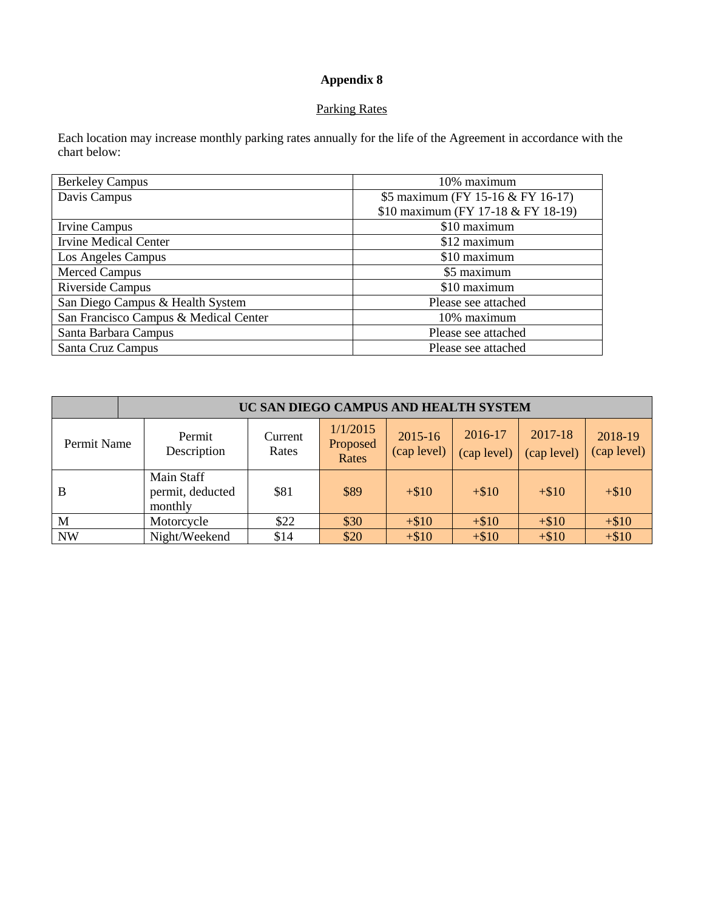# Appendix 8

## Parking Rates

Each location may increase monthly parking rates annually for the life of the Agreement in accordance with the chart below:

| | |
|---|---|
| Berkeley Campus | 10% maximum |
| Davis Campus | \$5 maximum (FY 15-16 & FY 16-17)<br>\$10 maximum (FY 17-18 & FY 18-19) |
| Irvine Campus | \$10 maximum |
| Irvine Medical Center | \$12 maximum |
| Los Angeles Campus | \$10 maximum |
| Merced Campus | \$5 maximum |
| Riverside Campus | \$10 maximum |
| San Diego Campus & Health System | Please see attached |
| San Francisco Campus & Medical Center | 10% maximum |
| Santa Barbara Campus | Please see attached |
| Santa Cruz Campus | Please see attached |

| | **UC SAN DIEGO CAMPUS AND HEALTH SYSTEM** | | | | | | |
|---|---|---|---|---|---|---|---|
| Permit Name | Permit Description | Current Rates | 1/1/2015 Proposed Rates | 2015-16 (cap level) | 2016-17 (cap level) | 2017-18 (cap level) | 2018-19 (cap level) |
| B | Main Staff permit, deducted monthly | \$81 | \$89 | +\$10 | +\$10 | +\$10 | +\$10 |
| M | Motorcycle | \$22 | \$30 | +\$10 | +\$10 | +\$10 | +\$10 |
| NW | Night/Weekend | \$14 | \$20 | +\$10 | +\$10 | +\$10 | +\$10 |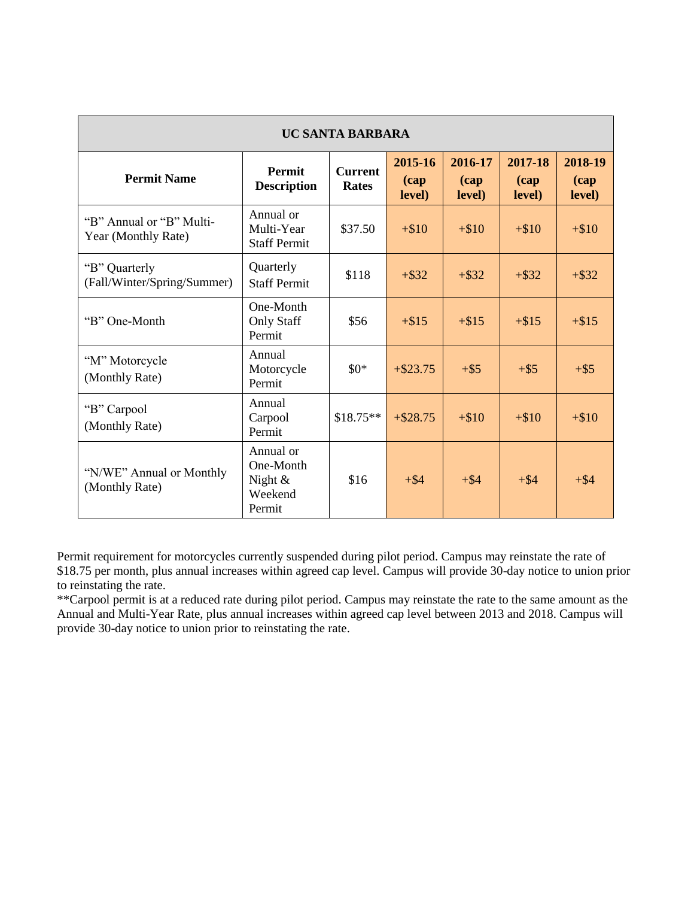| UC SANTA BARBARA | | | | | | |
|---|---|---|---|---|---|---|
| **Permit Name** | **Permit Description** | **Current Rates** | **2015-16 (cap level)** | **2016-17 (cap level)** | **2017-18 (cap level)** | **2018-19 (cap level)** |
| "B" Annual or "B" Multi-Year (Monthly Rate) | Annual or Multi-Year Staff Permit | $37.50 | +$10 | +$10 | +$10 | +$10 |
| "B" Quarterly (Fall/Winter/Spring/Summer) | Quarterly Staff Permit | $118 | +$32 | +$32 | +$32 | +$32 |
| "B" One-Month | One-Month Only Staff Permit | $56 | +$15 | +$15 | +$15 | +$15 |
| "M" Motorcycle (Monthly Rate) | Annual Motorcycle Permit | $0* | +$23.75 | +$5 | +$5 | +$5 |
| "B" Carpool (Monthly Rate) | Annual Carpool Permit | $18.75** | +$28.75 | +$10 | +$10 | +$10 |
| "N/WE" Annual or Monthly (Monthly Rate) | Annual or One-Month Night & Weekend Permit | $16 | +$4 | +$4 | +$4 | +$4 |

Permit requirement for motorcycles currently suspended during pilot period. Campus may reinstate the rate of $18.75 per month, plus annual increases within agreed cap level. Campus will provide 30-day notice to union prior to reinstating the rate.

**Carpool permit is at a reduced rate during pilot period. Campus may reinstate the rate to the same amount as the Annual and Multi-Year Rate, plus annual increases within agreed cap level between 2013 and 2018. Campus will provide 30-day notice to union prior to reinstating the rate.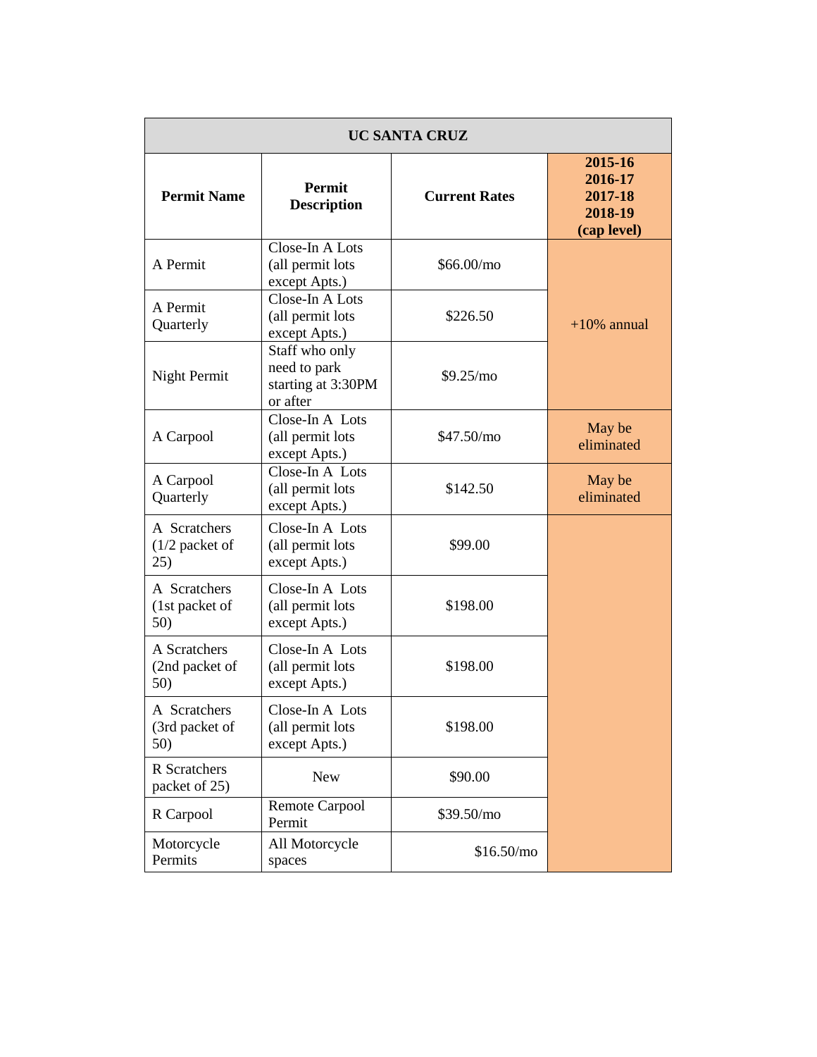| UC SANTA CRUZ | | | |
|---|---|---|---|
| **Permit Name** | **Permit Description** | **Current Rates** | **2015-16 2016-17 2017-18 2018-19 (cap level)** |
| A Permit | Close-In A Lots (all permit lots except Apts.) | $66.00/mo | +10% annual |
| A Permit Quarterly | Close-In A Lots (all permit lots except Apts.) | $226.50 | |
| Night Permit | Staff who only need to park starting at 3:30PM or after | $9.25/mo | |
| A Carpool | Close-In A Lots (all permit lots except Apts.) | $47.50/mo | May be eliminated |
| A Carpool Quarterly | Close-In A Lots (all permit lots except Apts.) | $142.50 | May be eliminated |
| A Scratchers (1/2 packet of 25) | Close-In A Lots (all permit lots except Apts.) | $99.00 | |
| A Scratchers (1st packet of 50) | Close-In A Lots (all permit lots except Apts.) | $198.00 | |
| A Scratchers (2nd packet of 50) | Close-In A Lots (all permit lots except Apts.) | $198.00 | |
| A Scratchers (3rd packet of 50) | Close-In A Lots (all permit lots except Apts.) | $198.00 | |
| R Scratchers packet of 25) | New | $90.00 | |
| R Carpool | Remote Carpool Permit | $39.50/mo | |
| Motorcycle Permits | All Motorcycle spaces | $16.50/mo | |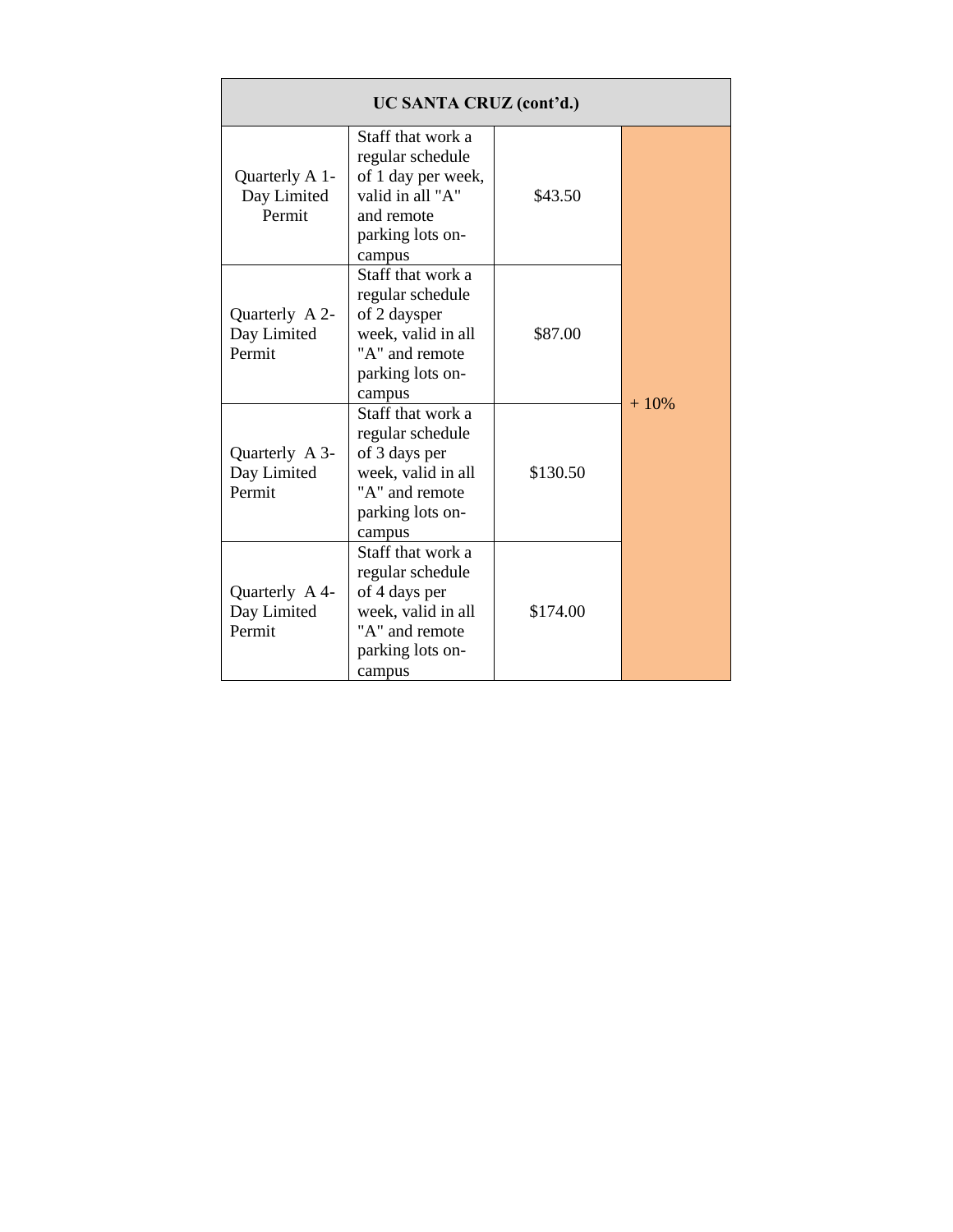| UC SANTA CRUZ (cont'd.) | | | |
| --- | --- | --- | --- |
| Quarterly A 1-Day Limited Permit | Staff that work a regular schedule of 1 day per week, valid in all "A" and remote parking lots on-campus | $43.50 | + 10% |
| Quarterly A 2-Day Limited Permit | Staff that work a regular schedule of 2 daysper week, valid in all "A" and remote parking lots on-campus | $87.00 | |
| Quarterly A 3-Day Limited Permit | Staff that work a regular schedule of 3 days per week, valid in all "A" and remote parking lots on-campus | $130.50 | |
| Quarterly A 4-Day Limited Permit | Staff that work a regular schedule of 4 days per week, valid in all "A" and remote parking lots on-campus | $174.00 | |